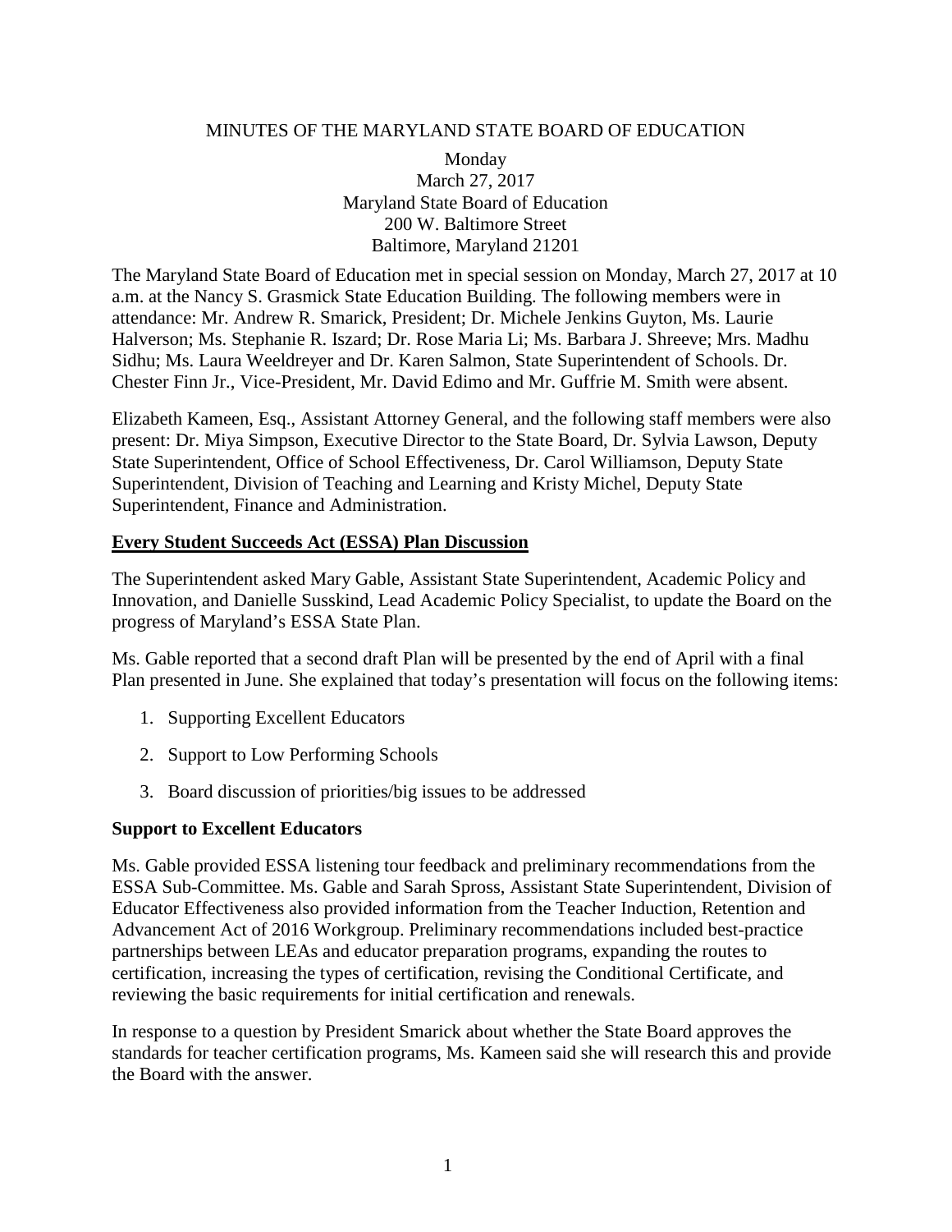MINUTES OF THE MARYLAND STATE BOARD OF EDUCATION

Monday
March 27, 2017
Maryland State Board of Education
200 W. Baltimore Street
Baltimore, Maryland 21201

The Maryland State Board of Education met in special session on Monday, March 27, 2017 at 10 a.m. at the Nancy S. Grasmick State Education Building. The following members were in attendance: Mr. Andrew R. Smarick, President; Dr. Michele Jenkins Guyton, Ms. Laurie Halverson; Ms. Stephanie R. Iszard; Dr. Rose Maria Li; Ms. Barbara J. Shreeve; Mrs. Madhu Sidhu; Ms. Laura Weeldreyer and Dr. Karen Salmon, State Superintendent of Schools. Dr. Chester Finn Jr., Vice-President, Mr. David Edimo and Mr. Guffrie M. Smith were absent.

Elizabeth Kameen, Esq., Assistant Attorney General, and the following staff members were also present: Dr. Miya Simpson, Executive Director to the State Board, Dr. Sylvia Lawson, Deputy State Superintendent, Office of School Effectiveness, Dr. Carol Williamson, Deputy State Superintendent, Division of Teaching and Learning and Kristy Michel, Deputy State Superintendent, Finance and Administration.

**Every Student Succeeds Act (ESSA) Plan Discussion**

The Superintendent asked Mary Gable, Assistant State Superintendent, Academic Policy and Innovation, and Danielle Susskind, Lead Academic Policy Specialist, to update the Board on the progress of Maryland's ESSA State Plan.

Ms. Gable reported that a second draft Plan will be presented by the end of April with a final Plan presented in June. She explained that today's presentation will focus on the following items:

1. Supporting Excellent Educators
2. Support to Low Performing Schools
3. Board discussion of priorities/big issues to be addressed

**Support to Excellent Educators**

Ms. Gable provided ESSA listening tour feedback and preliminary recommendations from the ESSA Sub-Committee. Ms. Gable and Sarah Spross, Assistant State Superintendent, Division of Educator Effectiveness also provided information from the Teacher Induction, Retention and Advancement Act of 2016 Workgroup. Preliminary recommendations included best-practice partnerships between LEAs and educator preparation programs, expanding the routes to certification, increasing the types of certification, revising the Conditional Certificate, and reviewing the basic requirements for initial certification and renewals.

In response to a question by President Smarick about whether the State Board approves the standards for teacher certification programs, Ms. Kameen said she will research this and provide the Board with the answer.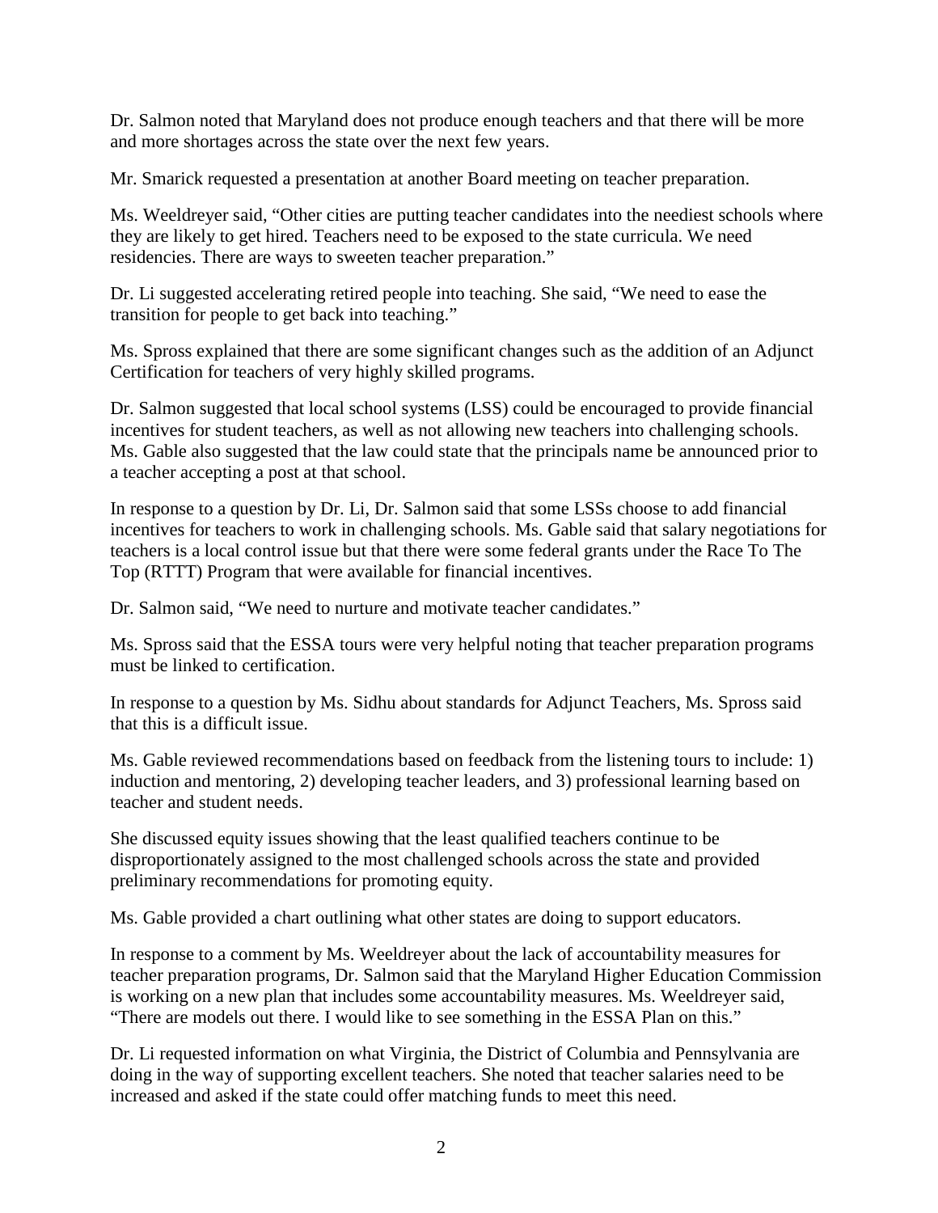Dr. Salmon noted that Maryland does not produce enough teachers and that there will be more and more shortages across the state over the next few years.

Mr. Smarick requested a presentation at another Board meeting on teacher preparation.

Ms. Weeldreyer said, "Other cities are putting teacher candidates into the neediest schools where they are likely to get hired. Teachers need to be exposed to the state curricula. We need residencies. There are ways to sweeten teacher preparation."

Dr. Li suggested accelerating retired people into teaching. She said, "We need to ease the transition for people to get back into teaching."

Ms. Spross explained that there are some significant changes such as the addition of an Adjunct Certification for teachers of very highly skilled programs.

Dr. Salmon suggested that local school systems (LSS) could be encouraged to provide financial incentives for student teachers, as well as not allowing new teachers into challenging schools. Ms. Gable also suggested that the law could state that the principals name be announced prior to a teacher accepting a post at that school.

In response to a question by Dr. Li, Dr. Salmon said that some LSSs choose to add financial incentives for teachers to work in challenging schools. Ms. Gable said that salary negotiations for teachers is a local control issue but that there were some federal grants under the Race To The Top (RTTT) Program that were available for financial incentives.

Dr. Salmon said, "We need to nurture and motivate teacher candidates."

Ms. Spross said that the ESSA tours were very helpful noting that teacher preparation programs must be linked to certification.

In response to a question by Ms. Sidhu about standards for Adjunct Teachers, Ms. Spross said that this is a difficult issue.

Ms. Gable reviewed recommendations based on feedback from the listening tours to include: 1) induction and mentoring, 2) developing teacher leaders, and 3) professional learning based on teacher and student needs.

She discussed equity issues showing that the least qualified teachers continue to be disproportionately assigned to the most challenged schools across the state and provided preliminary recommendations for promoting equity.

Ms. Gable provided a chart outlining what other states are doing to support educators.

In response to a comment by Ms. Weeldreyer about the lack of accountability measures for teacher preparation programs, Dr. Salmon said that the Maryland Higher Education Commission is working on a new plan that includes some accountability measures. Ms. Weeldreyer said, "There are models out there. I would like to see something in the ESSA Plan on this."

Dr. Li requested information on what Virginia, the District of Columbia and Pennsylvania are doing in the way of supporting excellent teachers. She noted that teacher salaries need to be increased and asked if the state could offer matching funds to meet this need.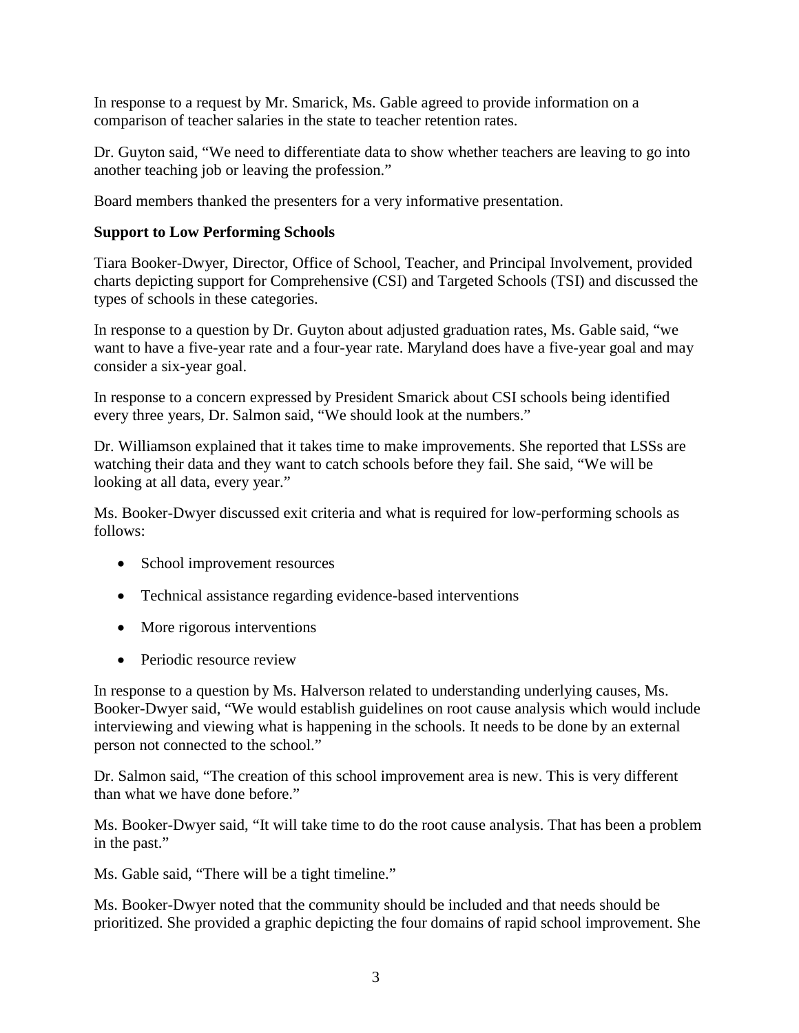In response to a request by Mr. Smarick, Ms. Gable agreed to provide information on a comparison of teacher salaries in the state to teacher retention rates.

Dr. Guyton said, "We need to differentiate data to show whether teachers are leaving to go into another teaching job or leaving the profession."

Board members thanked the presenters for a very informative presentation.

**Support to Low Performing Schools**

Tiara Booker-Dwyer, Director, Office of School, Teacher, and Principal Involvement, provided charts depicting support for Comprehensive (CSI) and Targeted Schools (TSI) and discussed the types of schools in these categories.

In response to a question by Dr. Guyton about adjusted graduation rates, Ms. Gable said, "we want to have a five-year rate and a four-year rate. Maryland does have a five-year goal and may consider a six-year goal.

In response to a concern expressed by President Smarick about CSI schools being identified every three years, Dr. Salmon said, "We should look at the numbers."

Dr. Williamson explained that it takes time to make improvements. She reported that LSSs are watching their data and they want to catch schools before they fail. She said, "We will be looking at all data, every year."

Ms. Booker-Dwyer discussed exit criteria and what is required for low-performing schools as follows:

- School improvement resources
- Technical assistance regarding evidence-based interventions
- More rigorous interventions
- Periodic resource review

In response to a question by Ms. Halverson related to understanding underlying causes, Ms. Booker-Dwyer said, "We would establish guidelines on root cause analysis which would include interviewing and viewing what is happening in the schools. It needs to be done by an external person not connected to the school."

Dr. Salmon said, "The creation of this school improvement area is new. This is very different than what we have done before."

Ms. Booker-Dwyer said, "It will take time to do the root cause analysis. That has been a problem in the past."

Ms. Gable said, "There will be a tight timeline."

Ms. Booker-Dwyer noted that the community should be included and that needs should be prioritized. She provided a graphic depicting the four domains of rapid school improvement. She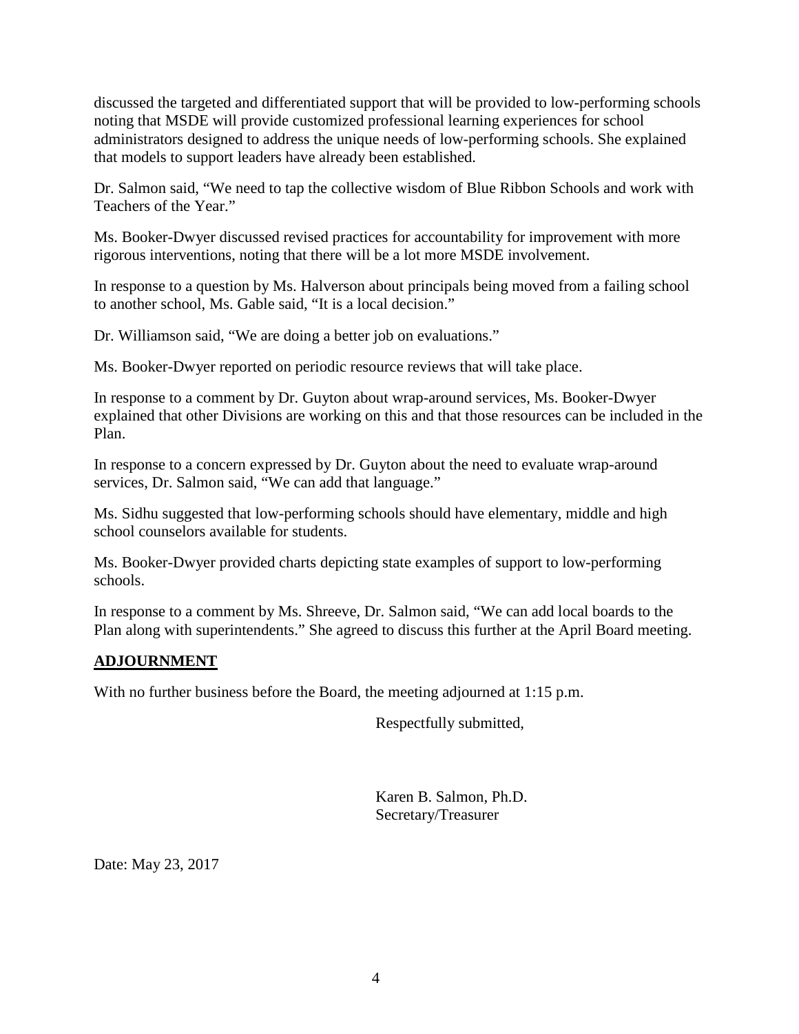discussed the targeted and differentiated support that will be provided to low-performing schools noting that MSDE will provide customized professional learning experiences for school administrators designed to address the unique needs of low-performing schools. She explained that models to support leaders have already been established.

Dr. Salmon said, "We need to tap the collective wisdom of Blue Ribbon Schools and work with Teachers of the Year."

Ms. Booker-Dwyer discussed revised practices for accountability for improvement with more rigorous interventions, noting that there will be a lot more MSDE involvement.

In response to a question by Ms. Halverson about principals being moved from a failing school to another school, Ms. Gable said, "It is a local decision."

Dr. Williamson said, "We are doing a better job on evaluations."

Ms. Booker-Dwyer reported on periodic resource reviews that will take place.

In response to a comment by Dr. Guyton about wrap-around services, Ms. Booker-Dwyer explained that other Divisions are working on this and that those resources can be included in the Plan.

In response to a concern expressed by Dr. Guyton about the need to evaluate wrap-around services, Dr. Salmon said, "We can add that language."

Ms. Sidhu suggested that low-performing schools should have elementary, middle and high school counselors available for students.

Ms. Booker-Dwyer provided charts depicting state examples of support to low-performing schools.

In response to a comment by Ms. Shreeve, Dr. Salmon said, "We can add local boards to the Plan along with superintendents." She agreed to discuss this further at the April Board meeting.

## ADJOURNMENT

With no further business before the Board, the meeting adjourned at 1:15 p.m.

Respectfully submitted,

Karen B. Salmon, Ph.D.
Secretary/Treasurer

Date: May 23, 2017